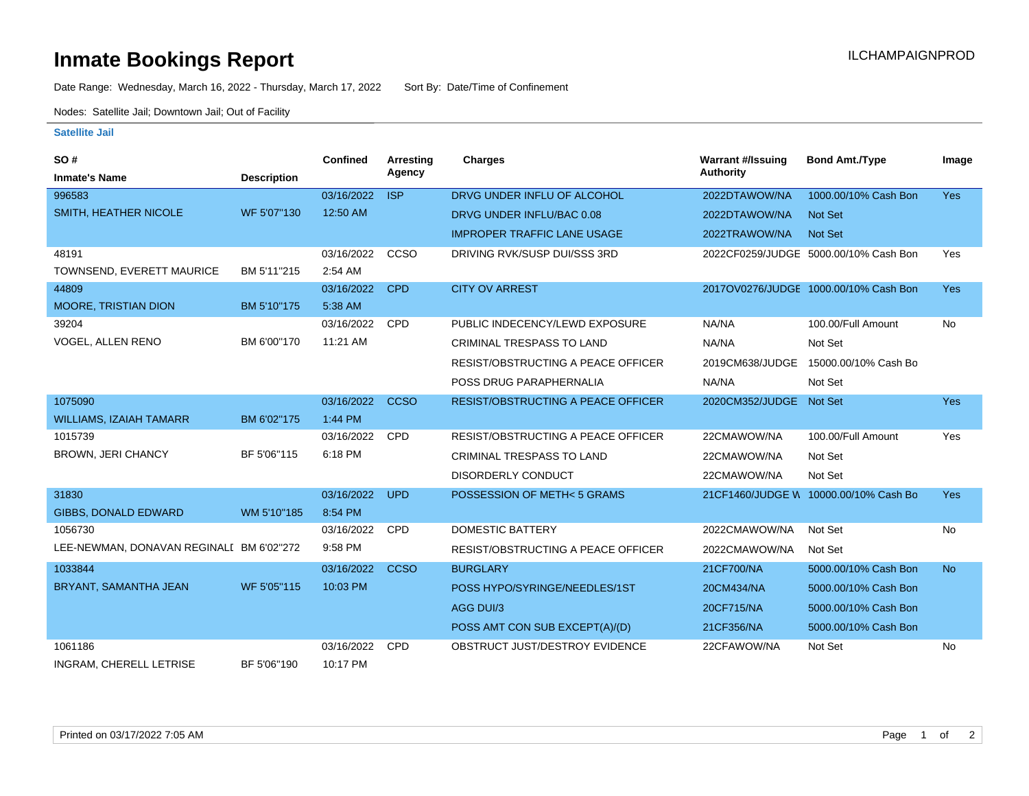# Inmate Bookings Report

ILCHAMPAIGNPROD

Date Range: Wednesday, March 16, 2022 - Thursday, March 17, 2022 Sort By: Date/Time of Confinement

Nodes: Satellite Jail; Downtown Jail; Out of Facility

**Satellite Jail**

| SO # / Inmate's Name | Description | Confined | Arresting Agency | Charges | Warrant #/Issuing Authority | Bond Amt./Type | Image |
|---|---|---|---|---|---|---|---|
| 996583 SMITH, HEATHER NICOLE | WF 5'07"130 | 03/16/2022 12:50 AM | ISP | DRVG UNDER INFLU OF ALCOHOL | 2022DTAWOW/NA | 1000.00/10% Cash Bon | Yes |
| | | | | DRVG UNDER INFLU/BAC 0.08 | 2022DTAWOW/NA | Not Set | |
| | | | | IMPROPER TRAFFIC LANE USAGE | 2022TRAWOW/NA | Not Set | |
| 48191 TOWNSEND, EVERETT MAURICE | BM 5'11"215 | 03/16/2022 2:54 AM | CCSO | DRIVING RVK/SUSP DUI/SSS 3RD | 2022CF0259/JUDGE | 5000.00/10% Cash Bon | Yes |
| 44809 MOORE, TRISTIAN DION | BM 5'10"175 | 03/16/2022 5:38 AM | CPD | CITY OV ARREST | 2017OV0276/JUDGE | 1000.00/10% Cash Bon | Yes |
| 39204 VOGEL, ALLEN RENO | BM 6'00"170 | 03/16/2022 11:21 AM | CPD | PUBLIC INDECENCY/LEWD EXPOSURE | NA/NA | 100.00/Full Amount | No |
| | | | | CRIMINAL TRESPASS TO LAND | NA/NA | Not Set | |
| | | | | RESIST/OBSTRUCTING A PEACE OFFICER | 2019CM638/JUDGE | 15000.00/10% Cash Bo | |
| | | | | POSS DRUG PARAPHERNALIA | NA/NA | Not Set | |
| 1075090 WILLIAMS, IZAIAH TAMARR | BM 6'02"175 | 03/16/2022 1:44 PM | CCSO | RESIST/OBSTRUCTING A PEACE OFFICER | 2020CM352/JUDGE | Not Set | Yes |
| 1015739 BROWN, JERI CHANCY | BF 5'06"115 | 03/16/2022 6:18 PM | CPD | RESIST/OBSTRUCTING A PEACE OFFICER | 22CMAWOW/NA | 100.00/Full Amount | Yes |
| | | | | CRIMINAL TRESPASS TO LAND | 22CMAWOW/NA | Not Set | |
| | | | | DISORDERLY CONDUCT | 22CMAWOW/NA | Not Set | |
| 31830 GIBBS, DONALD EDWARD | WM 5'10"185 | 03/16/2022 8:54 PM | UPD | POSSESSION OF METH< 5 GRAMS | 21CF1460/JUDGE W | 10000.00/10% Cash Bo | Yes |
| 1056730 LEE-NEWMAN, DONAVAN REGINALI | BM 6'02"272 | 03/16/2022 9:58 PM | CPD | DOMESTIC BATTERY | 2022CMAWOW/NA | Not Set | No |
| | | | | RESIST/OBSTRUCTING A PEACE OFFICER | 2022CMAWOW/NA | Not Set | |
| 1033844 BRYANT, SAMANTHA JEAN | WF 5'05"115 | 03/16/2022 10:03 PM | CCSO | BURGLARY | 21CF700/NA | 5000.00/10% Cash Bon | No |
| | | | | POSS HYPO/SYRINGE/NEEDLES/1ST | 20CM434/NA | 5000.00/10% Cash Bon | |
| | | | | AGG DUI/3 | 20CF715/NA | 5000.00/10% Cash Bon | |
| | | | | POSS AMT CON SUB EXCEPT(A)/(D) | 21CF356/NA | 5000.00/10% Cash Bon | |
| 1061186 INGRAM, CHERELL LETRISE | BF 5'06"190 | 03/16/2022 10:17 PM | CPD | OBSTRUCT JUST/DESTROY EVIDENCE | 22CFAWOW/NA | Not Set | No |

Printed on 03/17/2022 7:05 AM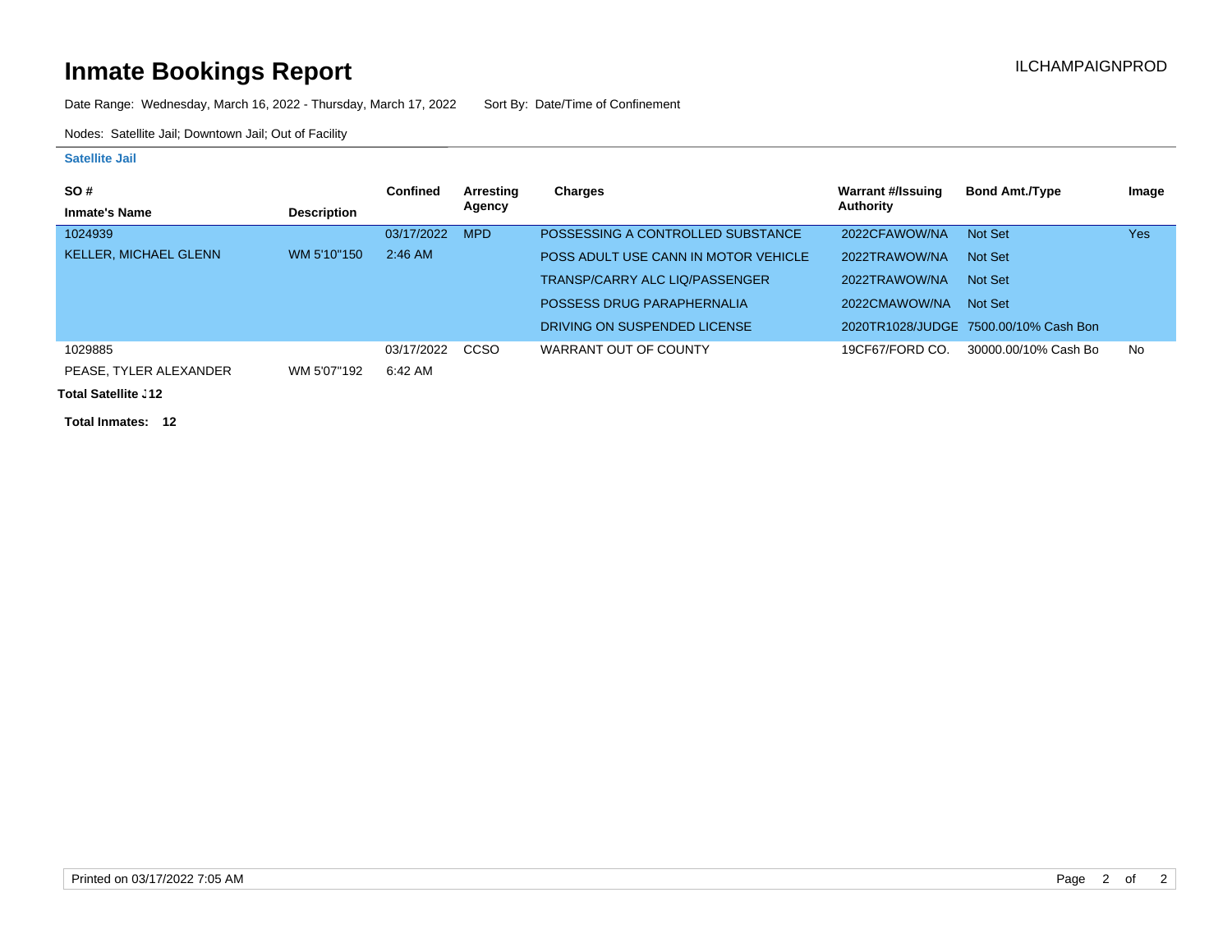# Inmate Bookings Report

ILCHAMPAIGNPROD

Date Range: Wednesday, March 16, 2022 - Thursday, March 17, 2022    Sort By: Date/Time of Confinement

Nodes: Satellite Jail; Downtown Jail; Out of Facility

**Satellite Jail**

| SO # / Inmate's Name | Description | Confined | Arresting Agency | Charges | Warrant #/Issuing Authority | Bond Amt./Type | Image |
|---|---|---|---|---|---|---|---|
| 1024939 KELLER, MICHAEL GLENN | WM 5'10"150 | 03/17/2022 2:46 AM | MPD | POSSESSING A CONTROLLED SUBSTANCE | 2022CFAWOW/NA | Not Set | Yes |
| | | | | POSS ADULT USE CANN IN MOTOR VEHICLE | 2022TRAWOW/NA | Not Set | |
| | | | | TRANSP/CARRY ALC LIQ/PASSENGER | 2022TRAWOW/NA | Not Set | |
| | | | | POSSESS DRUG PARAPHERNALIA | 2022CMAWOW/NA | Not Set | |
| | | | | DRIVING ON SUSPENDED LICENSE | 2020TR1028/JUDGE | 7500.00/10% Cash Bon | |
| 1029885 PEASE, TYLER ALEXANDER | WM 5'07"192 | 03/17/2022 6:42 AM | CCSO | WARRANT OUT OF COUNTY | 19CF67/FORD CO. | 30000.00/10% Cash Bo | No |

**Total Satellite J 12**

**Total Inmates: 12**

Printed on 03/17/2022 7:05 AM